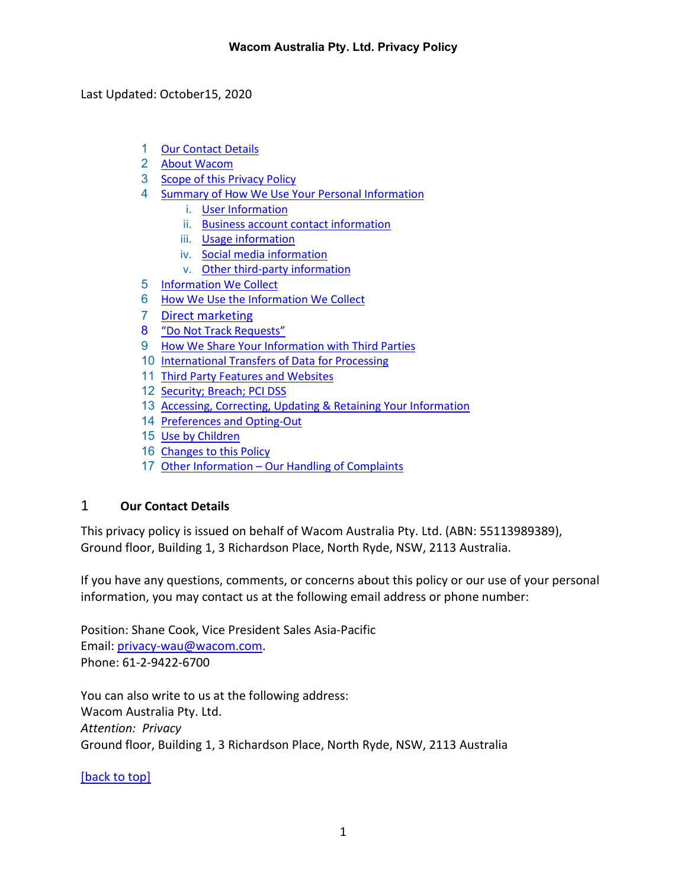# Wacom Australia Pty. Ltd. Privacy Policy

Last Updated: October15, 2020

1. Our Contact Details
2. About Wacom
3. Scope of this Privacy Policy
4. Summary of How We Use Your Personal Information
   i. User Information
   ii. Business account contact information
   iii. Usage information
   iv. Social media information
   v. Other third-party information
5. Information We Collect
6. How We Use the Information We Collect
7. Direct marketing
8. "Do Not Track Requests"
9. How We Share Your Information with Third Parties
10. International Transfers of Data for Processing
11. Third Party Features and Websites
12. Security; Breach; PCI DSS
13. Accessing, Correcting, Updating & Retaining Your Information
14. Preferences and Opting-Out
15. Use by Children
16. Changes to this Policy
17. Other Information – Our Handling of Complaints

## 1 Our Contact Details

This privacy policy is issued on behalf of Wacom Australia Pty. Ltd. (ABN: 55113989389), Ground floor, Building 1, 3 Richardson Place, North Ryde, NSW, 2113 Australia.

If you have any questions, comments, or concerns about this policy or our use of your personal information, you may contact us at the following email address or phone number:

Position: Shane Cook, Vice President Sales Asia-Pacific
Email: privacy-wau@wacom.com.
Phone: 61-2-9422-6700

You can also write to us at the following address:
Wacom Australia Pty. Ltd.
*Attention: Privacy*
Ground floor, Building 1, 3 Richardson Place, North Ryde, NSW, 2113 Australia

[back to top]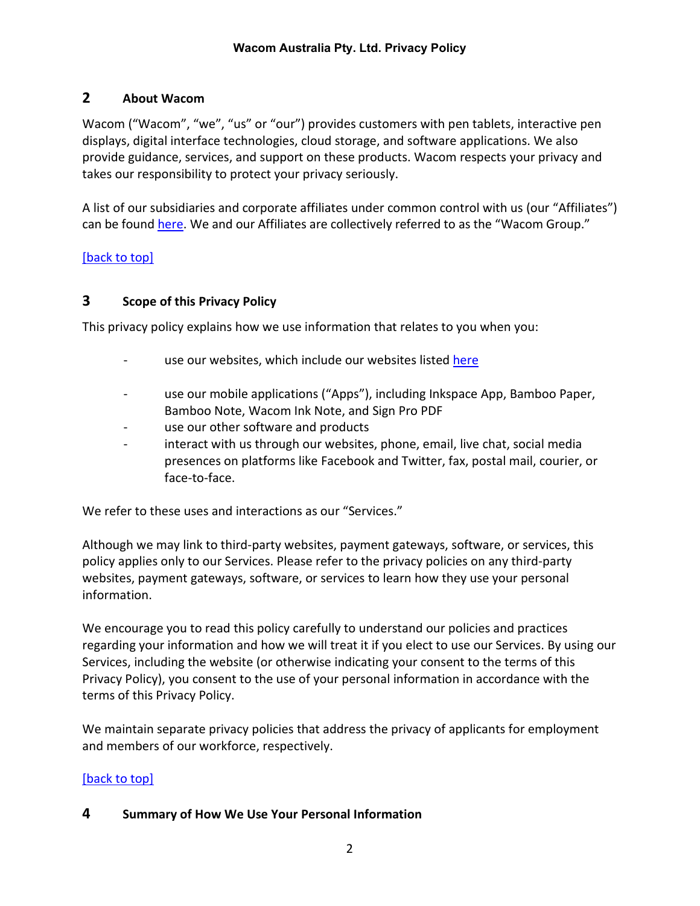## 2 About Wacom

Wacom ("Wacom", "we", "us" or "our") provides customers with pen tablets, interactive pen displays, digital interface technologies, cloud storage, and software applications. We also provide guidance, services, and support on these products. Wacom respects your privacy and takes our responsibility to protect your privacy seriously.

A list of our subsidiaries and corporate affiliates under common control with us (our "Affiliates") can be found here. We and our Affiliates are collectively referred to as the "Wacom Group."

[back to top]

## 3 Scope of this Privacy Policy

This privacy policy explains how we use information that relates to you when you:

- use our websites, which include our websites listed here
- use our mobile applications ("Apps"), including Inkspace App, Bamboo Paper, Bamboo Note, Wacom Ink Note, and Sign Pro PDF
- use our other software and products
- interact with us through our websites, phone, email, live chat, social media presences on platforms like Facebook and Twitter, fax, postal mail, courier, or face-to-face.

We refer to these uses and interactions as our "Services."

Although we may link to third-party websites, payment gateways, software, or services, this policy applies only to our Services. Please refer to the privacy policies on any third-party websites, payment gateways, software, or services to learn how they use your personal information.

We encourage you to read this policy carefully to understand our policies and practices regarding your information and how we will treat it if you elect to use our Services. By using our Services, including the website (or otherwise indicating your consent to the terms of this Privacy Policy), you consent to the use of your personal information in accordance with the terms of this Privacy Policy.

We maintain separate privacy policies that address the privacy of applicants for employment and members of our workforce, respectively.

[back to top]

## 4 Summary of How We Use Your Personal Information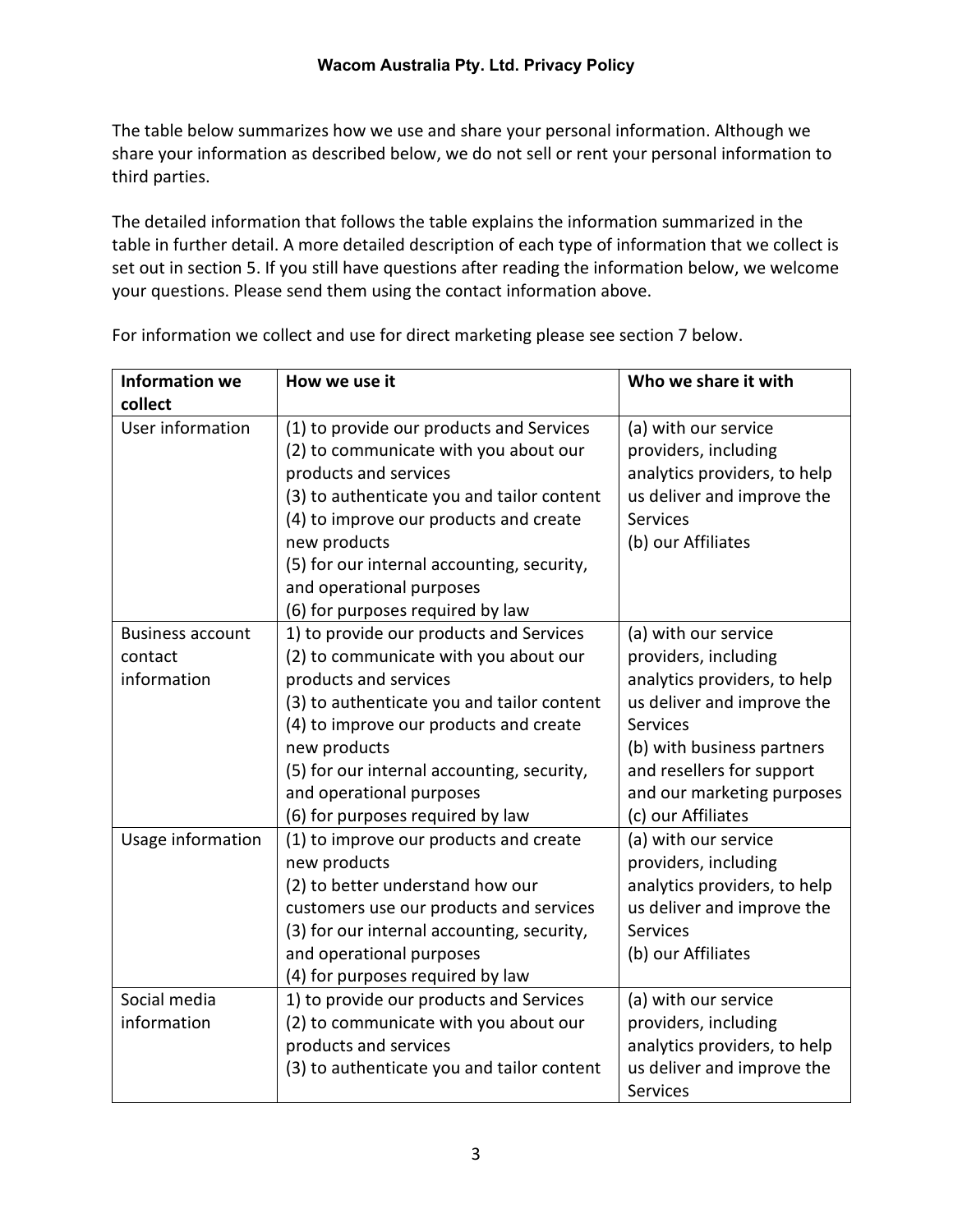The table below summarizes how we use and share your personal information. Although we share your information as described below, we do not sell or rent your personal information to third parties.

The detailed information that follows the table explains the information summarized in the table in further detail. A more detailed description of each type of information that we collect is set out in section 5. If you still have questions after reading the information below, we welcome your questions. Please send them using the contact information above.

For information we collect and use for direct marketing please see section 7 below.

| Information we collect | How we use it | Who we share it with |
|---|---|---|
| User information | (1) to provide our products and Services<br>(2) to communicate with you about our products and services<br>(3) to authenticate you and tailor content<br>(4) to improve our products and create new products<br>(5) for our internal accounting, security, and operational purposes<br>(6) for purposes required by law | (a) with our service providers, including analytics providers, to help us deliver and improve the Services<br>(b) our Affiliates |
| Business account contact information | 1) to provide our products and Services<br>(2) to communicate with you about our products and services<br>(3) to authenticate you and tailor content<br>(4) to improve our products and create new products<br>(5) for our internal accounting, security, and operational purposes<br>(6) for purposes required by law | (a) with our service providers, including analytics providers, to help us deliver and improve the Services<br>(b) with business partners and resellers for support and our marketing purposes<br>(c) our Affiliates |
| Usage information | (1) to improve our products and create new products<br>(2) to better understand how our customers use our products and services<br>(3) for our internal accounting, security, and operational purposes<br>(4) for purposes required by law | (a) with our service providers, including analytics providers, to help us deliver and improve the Services<br>(b) our Affiliates |
| Social media information | 1) to provide our products and Services<br>(2) to communicate with you about our products and services<br>(3) to authenticate you and tailor content | (a) with our service providers, including analytics providers, to help us deliver and improve the Services |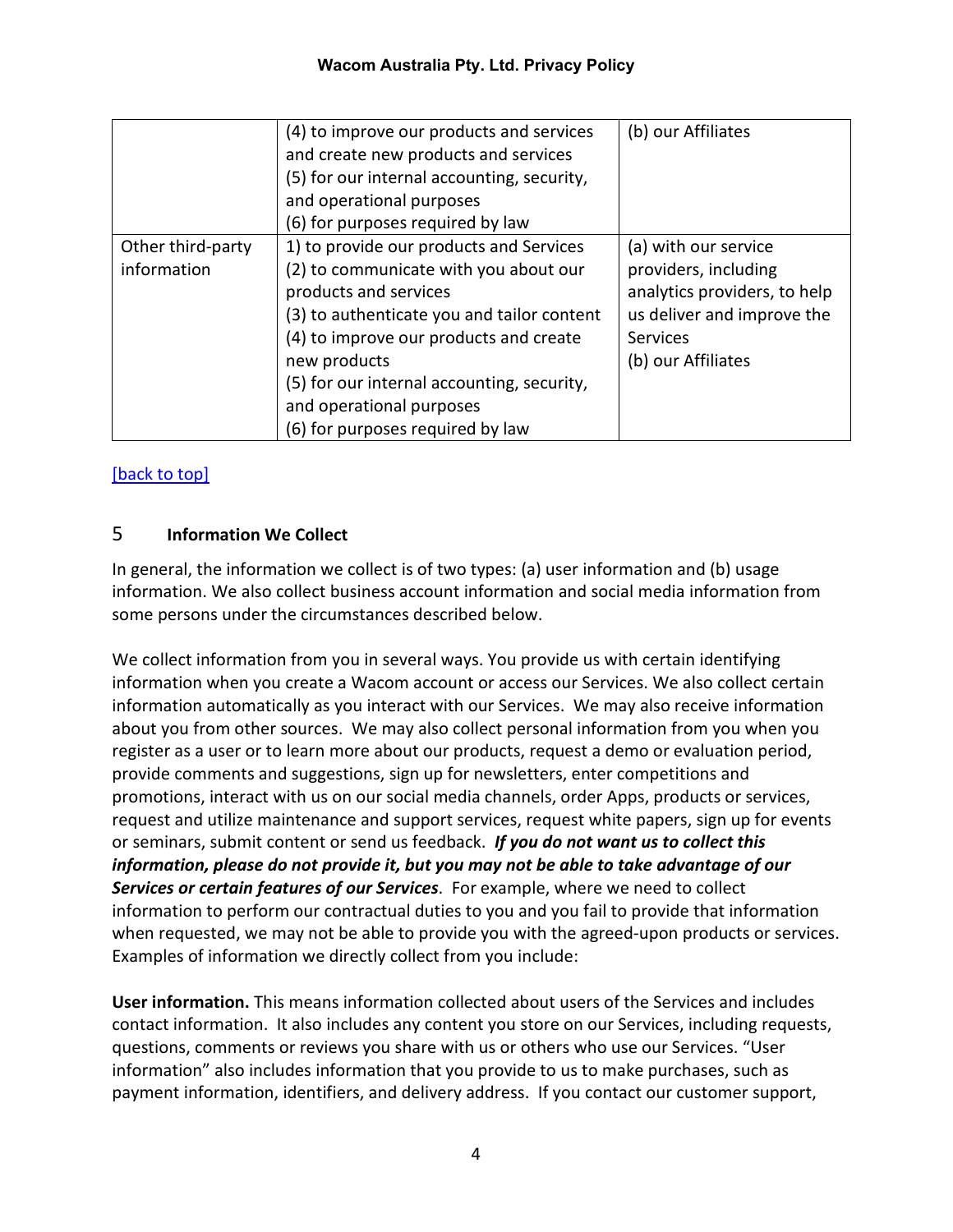| | | |
|---|---|---|
| | (4) to improve our products and services and create new products and services<br>(5) for our internal accounting, security, and operational purposes<br>(6) for purposes required by law | (b) our Affiliates |
| Other third-party information | 1) to provide our products and Services<br>(2) to communicate with you about our products and services<br>(3) to authenticate you and tailor content<br>(4) to improve our products and create new products<br>(5) for our internal accounting, security, and operational purposes<br>(6) for purposes required by law | (a) with our service providers, including analytics providers, to help us deliver and improve the Services<br>(b) our Affiliates |

[back to top]

## 5 Information We Collect

In general, the information we collect is of two types: (a) user information and (b) usage information. We also collect business account information and social media information from some persons under the circumstances described below.

We collect information from you in several ways. You provide us with certain identifying information when you create a Wacom account or access our Services. We also collect certain information automatically as you interact with our Services. We may also receive information about you from other sources. We may also collect personal information from you when you register as a user or to learn more about our products, request a demo or evaluation period, provide comments and suggestions, sign up for newsletters, enter competitions and promotions, interact with us on our social media channels, order Apps, products or services, request and utilize maintenance and support services, request white papers, sign up for events or seminars, submit content or send us feedback. ***If you do not want us to collect this information, please do not provide it, but you may not be able to take advantage of our Services or certain features of our Services***. For example, where we need to collect information to perform our contractual duties to you and you fail to provide that information when requested, we may not be able to provide you with the agreed-upon products or services. Examples of information we directly collect from you include:

**User information.** This means information collected about users of the Services and includes contact information. It also includes any content you store on our Services, including requests, questions, comments or reviews you share with us or others who use our Services. "User information" also includes information that you provide to us to make purchases, such as payment information, identifiers, and delivery address. If you contact our customer support,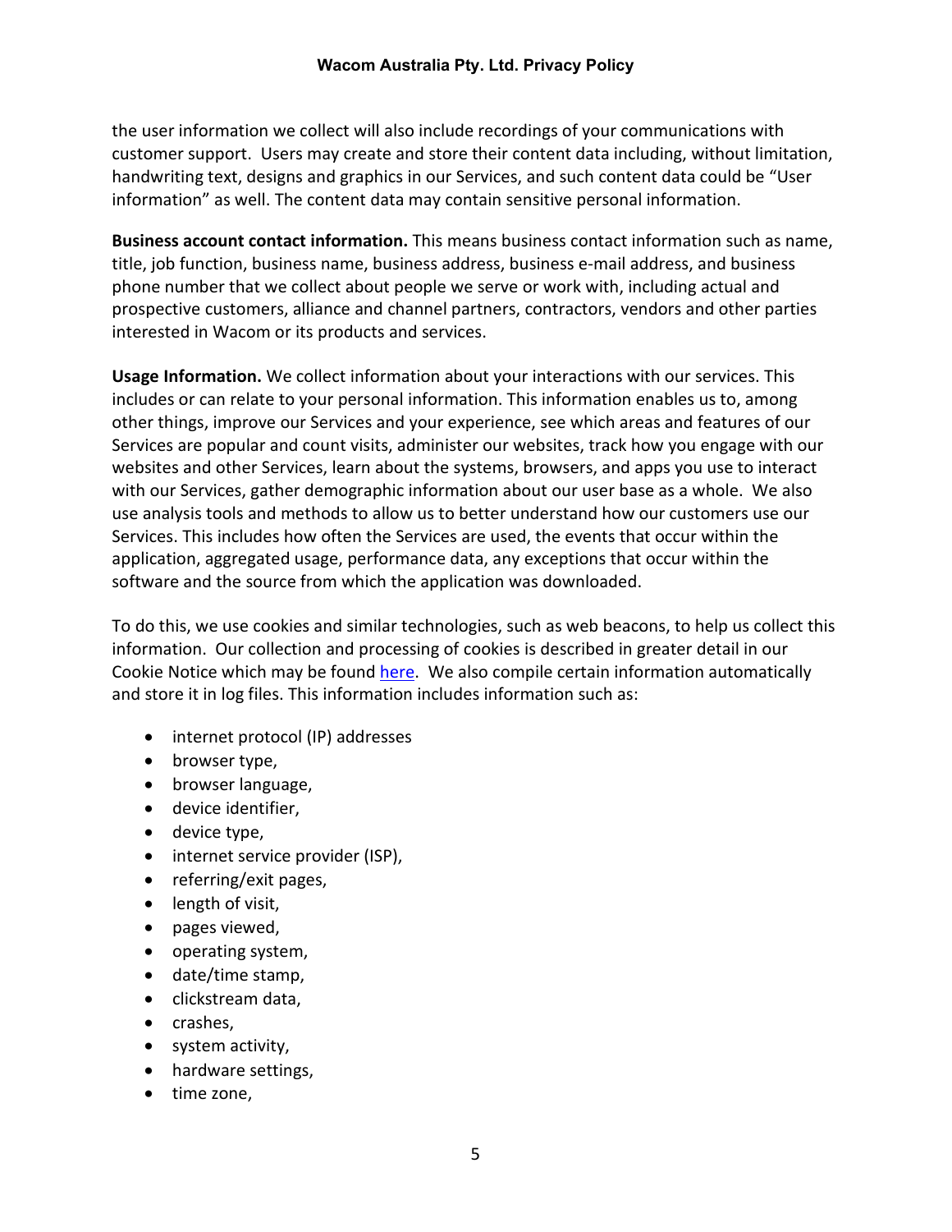the user information we collect will also include recordings of your communications with customer support. Users may create and store their content data including, without limitation, handwriting text, designs and graphics in our Services, and such content data could be "User information" as well. The content data may contain sensitive personal information.

**Business account contact information.** This means business contact information such as name, title, job function, business name, business address, business e-mail address, and business phone number that we collect about people we serve or work with, including actual and prospective customers, alliance and channel partners, contractors, vendors and other parties interested in Wacom or its products and services.

**Usage Information.** We collect information about your interactions with our services. This includes or can relate to your personal information. This information enables us to, among other things, improve our Services and your experience, see which areas and features of our Services are popular and count visits, administer our websites, track how you engage with our websites and other Services, learn about the systems, browsers, and apps you use to interact with our Services, gather demographic information about our user base as a whole. We also use analysis tools and methods to allow us to better understand how our customers use our Services. This includes how often the Services are used, the events that occur within the application, aggregated usage, performance data, any exceptions that occur within the software and the source from which the application was downloaded.

To do this, we use cookies and similar technologies, such as web beacons, to help us collect this information. Our collection and processing of cookies is described in greater detail in our Cookie Notice which may be found here. We also compile certain information automatically and store it in log files. This information includes information such as:

- internet protocol (IP) addresses
- browser type,
- browser language,
- device identifier,
- device type,
- internet service provider (ISP),
- referring/exit pages,
- length of visit,
- pages viewed,
- operating system,
- date/time stamp,
- clickstream data,
- crashes,
- system activity,
- hardware settings,
- time zone,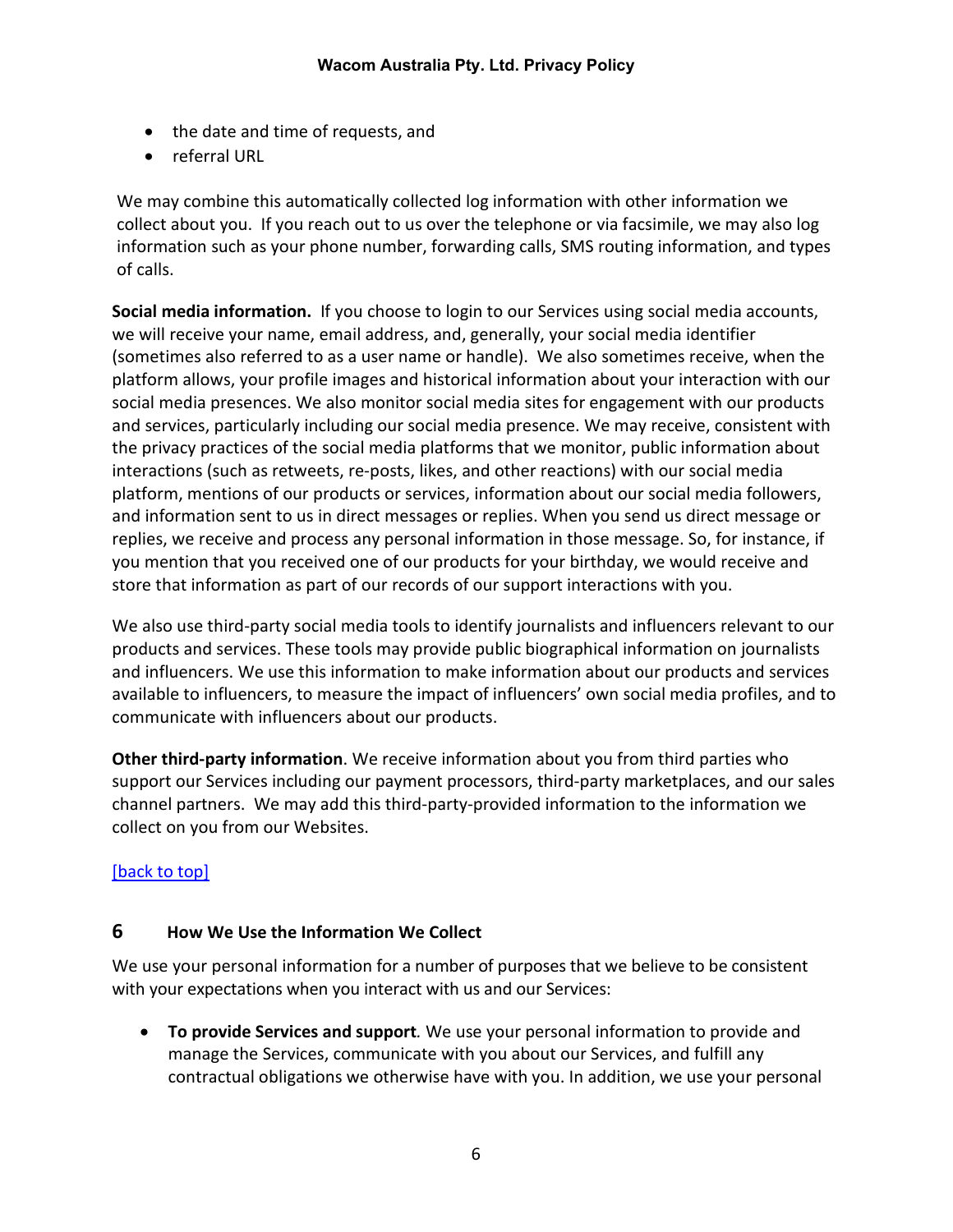- the date and time of requests, and
- referral URL

We may combine this automatically collected log information with other information we collect about you. If you reach out to us over the telephone or via facsimile, we may also log information such as your phone number, forwarding calls, SMS routing information, and types of calls.

**Social media information.** If you choose to login to our Services using social media accounts, we will receive your name, email address, and, generally, your social media identifier (sometimes also referred to as a user name or handle). We also sometimes receive, when the platform allows, your profile images and historical information about your interaction with our social media presences. We also monitor social media sites for engagement with our products and services, particularly including our social media presence. We may receive, consistent with the privacy practices of the social media platforms that we monitor, public information about interactions (such as retweets, re-posts, likes, and other reactions) with our social media platform, mentions of our products or services, information about our social media followers, and information sent to us in direct messages or replies. When you send us direct message or replies, we receive and process any personal information in those message. So, for instance, if you mention that you received one of our products for your birthday, we would receive and store that information as part of our records of our support interactions with you.

We also use third-party social media tools to identify journalists and influencers relevant to our products and services. These tools may provide public biographical information on journalists and influencers. We use this information to make information about our products and services available to influencers, to measure the impact of influencers' own social media profiles, and to communicate with influencers about our products.

**Other third-party information**. We receive information about you from third parties who support our Services including our payment processors, third-party marketplaces, and our sales channel partners. We may add this third-party-provided information to the information we collect on you from our Websites.

[back to top]

## 6 How We Use the Information We Collect

We use your personal information for a number of purposes that we believe to be consistent with your expectations when you interact with us and our Services:

- **To provide Services and support**. We use your personal information to provide and manage the Services, communicate with you about our Services, and fulfill any contractual obligations we otherwise have with you. In addition, we use your personal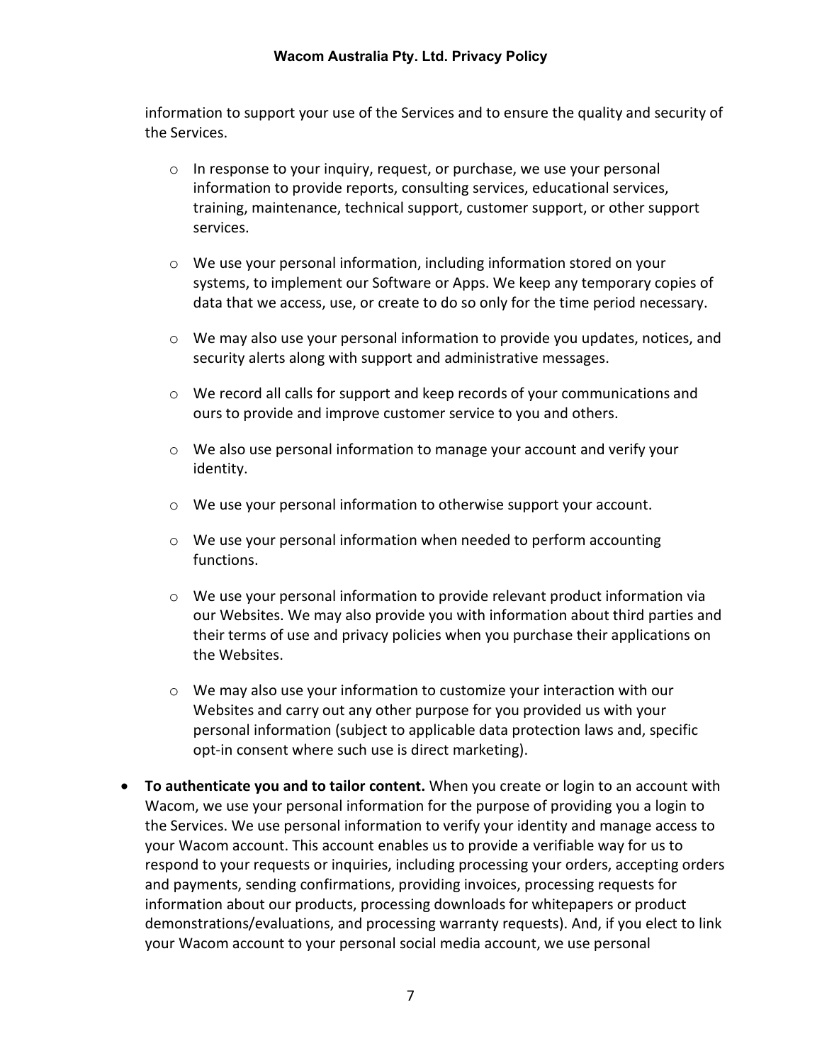information to support your use of the Services and to ensure the quality and security of the Services.

  - In response to your inquiry, request, or purchase, we use your personal information to provide reports, consulting services, educational services, training, maintenance, technical support, customer support, or other support services.
  - We use your personal information, including information stored on your systems, to implement our Software or Apps. We keep any temporary copies of data that we access, use, or create to do so only for the time period necessary.
  - We may also use your personal information to provide you updates, notices, and security alerts along with support and administrative messages.
  - We record all calls for support and keep records of your communications and ours to provide and improve customer service to you and others.
  - We also use personal information to manage your account and verify your identity.
  - We use your personal information to otherwise support your account.
  - We use your personal information when needed to perform accounting functions.
  - We use your personal information to provide relevant product information via our Websites. We may also provide you with information about third parties and their terms of use and privacy policies when you purchase their applications on the Websites.
  - We may also use your information to customize your interaction with our Websites and carry out any other purpose for you provided us with your personal information (subject to applicable data protection laws and, specific opt-in consent where such use is direct marketing).

- **To authenticate you and to tailor content.** When you create or login to an account with Wacom, we use your personal information for the purpose of providing you a login to the Services. We use personal information to verify your identity and manage access to your Wacom account. This account enables us to provide a verifiable way for us to respond to your requests or inquiries, including processing your orders, accepting orders and payments, sending confirmations, providing invoices, processing requests for information about our products, processing downloads for whitepapers or product demonstrations/evaluations, and processing warranty requests). And, if you elect to link your Wacom account to your personal social media account, we use personal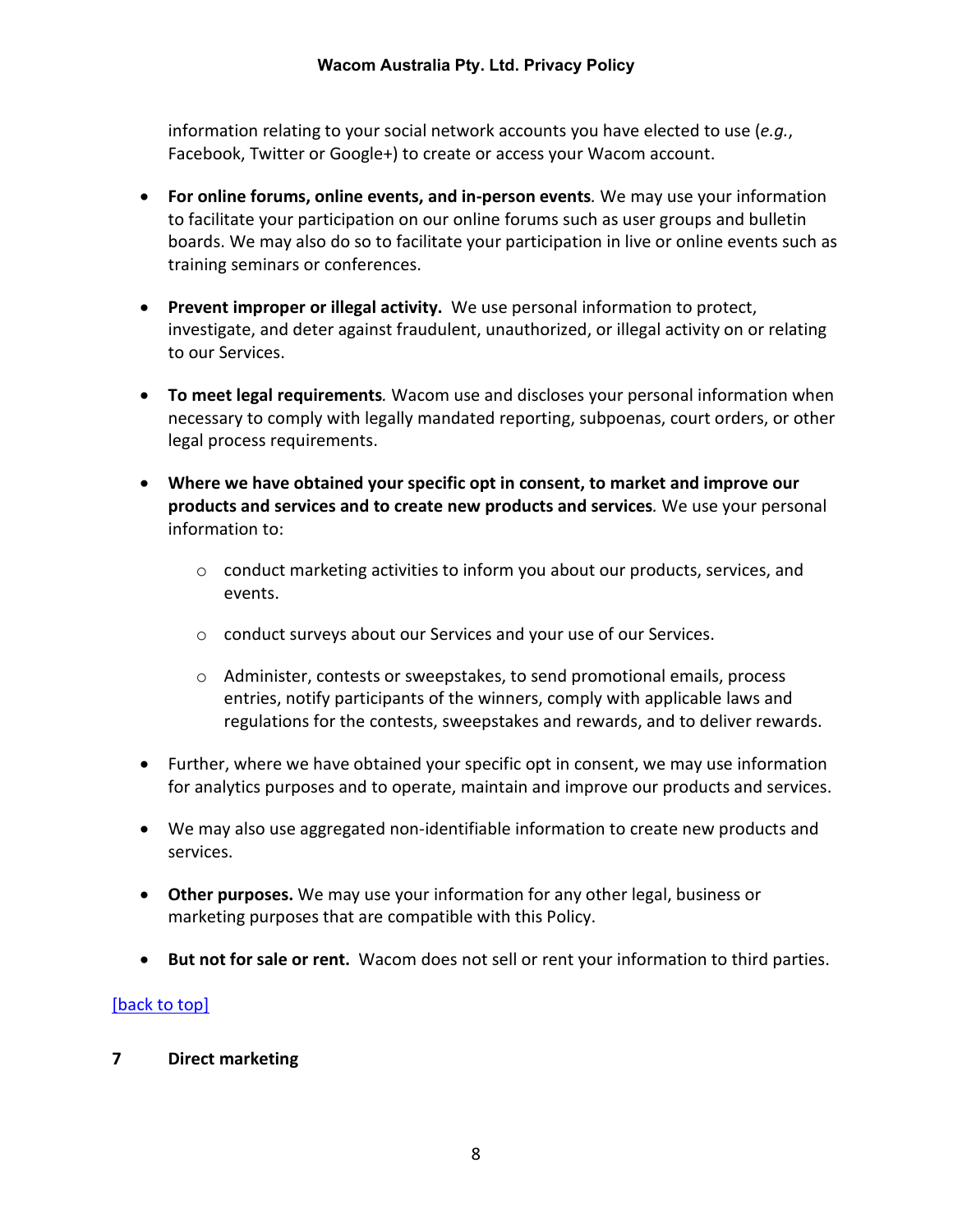information relating to your social network accounts you have elected to use (*e.g.*, Facebook, Twitter or Google+) to create or access your Wacom account.

- **For online forums, online events, and in-person events***.* We may use your information to facilitate your participation on our online forums such as user groups and bulletin boards. We may also do so to facilitate your participation in live or online events such as training seminars or conferences.

- **Prevent improper or illegal activity.** We use personal information to protect, investigate, and deter against fraudulent, unauthorized, or illegal activity on or relating to our Services.

- **To meet legal requirements***.* Wacom use and discloses your personal information when necessary to comply with legally mandated reporting, subpoenas, court orders, or other legal process requirements.

- **Where we have obtained your specific opt in consent, to market and improve our products and services and to create new products and services***.* We use your personal information to:

  - conduct marketing activities to inform you about our products, services, and events.

  - conduct surveys about our Services and your use of our Services.

  - Administer, contests or sweepstakes, to send promotional emails, process entries, notify participants of the winners, comply with applicable laws and regulations for the contests, sweepstakes and rewards, and to deliver rewards.

- Further, where we have obtained your specific opt in consent, we may use information for analytics purposes and to operate, maintain and improve our products and services.

- We may also use aggregated non-identifiable information to create new products and services.

- **Other purposes.** We may use your information for any other legal, business or marketing purposes that are compatible with this Policy.

- **But not for sale or rent.** Wacom does not sell or rent your information to third parties.

[back to top]

## 7 Direct marketing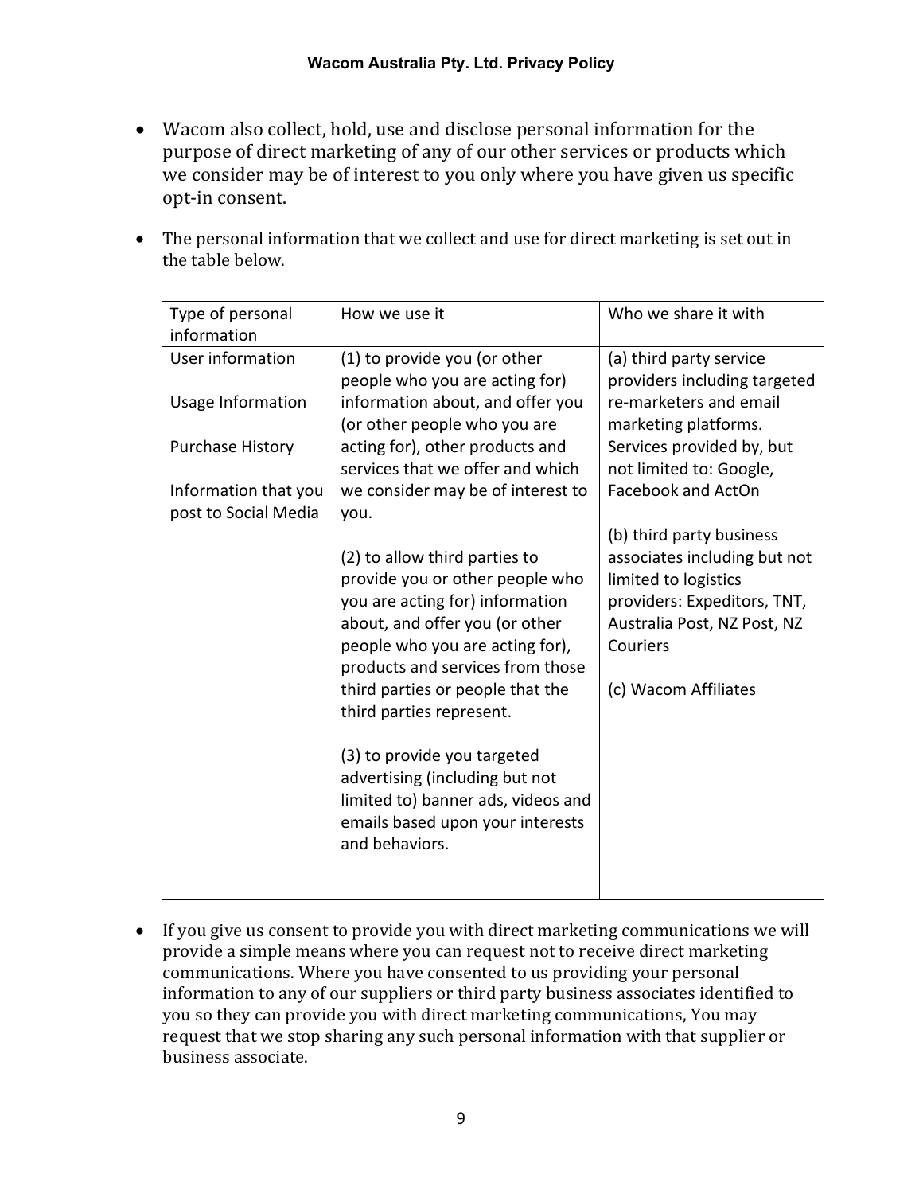- Wacom also collect, hold, use and disclose personal information for the purpose of direct marketing of any of our other services or products which we consider may be of interest to you only where you have given us specific opt-in consent.

- The personal information that we collect and use for direct marketing is set out in the table below.

| Type of personal information | How we use it | Who we share it with |
|---|---|---|
| User information<br><br>Usage Information<br><br>Purchase History<br><br>Information that you post to Social Media | (1) to provide you (or other people who you are acting for) information about, and offer you (or other people who you are acting for), other products and services that we offer and which we consider may be of interest to you.<br><br>(2) to allow third parties to provide you or other people who you are acting for) information about, and offer you (or other people who you are acting for), products and services from those third parties or people that the third parties represent.<br><br>(3) to provide you targeted advertising (including but not limited to) banner ads, videos and emails based upon your interests and behaviors. | (a) third party service providers including targeted re-marketers and email marketing platforms. Services provided by, but not limited to: Google, Facebook and ActOn<br><br>(b) third party business associates including but not limited to logistics providers: Expeditors, TNT, Australia Post, NZ Post, NZ Couriers<br><br>(c) Wacom Affiliates |

- If you give us consent to provide you with direct marketing communications we will provide a simple means where you can request not to receive direct marketing communications. Where you have consented to us providing your personal information to any of our suppliers or third party business associates identified to you so they can provide you with direct marketing communications, You may request that we stop sharing any such personal information with that supplier or business associate.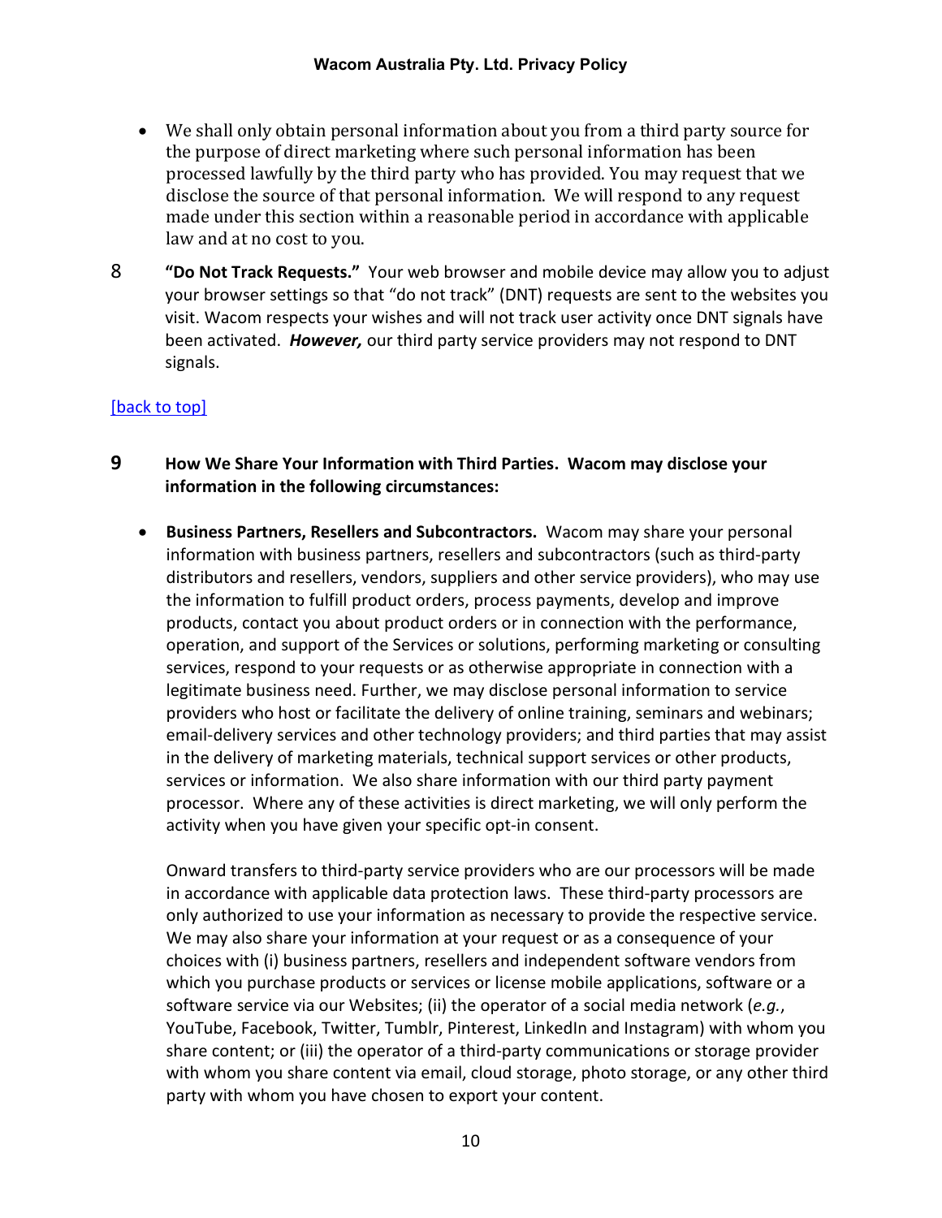- We shall only obtain personal information about you from a third party source for the purpose of direct marketing where such personal information has been processed lawfully by the third party who has provided. You may request that we disclose the source of that personal information. We will respond to any request made under this section within a reasonable period in accordance with applicable law and at no cost to you.

8 **"Do Not Track Requests."** Your web browser and mobile device may allow you to adjust your browser settings so that "do not track" (DNT) requests are sent to the websites you visit. Wacom respects your wishes and will not track user activity once DNT signals have been activated. ***However,*** our third party service providers may not respond to DNT signals.

[back to top]

## 9 How We Share Your Information with Third Parties. Wacom may disclose your information in the following circumstances:

- **Business Partners, Resellers and Subcontractors.** Wacom may share your personal information with business partners, resellers and subcontractors (such as third-party distributors and resellers, vendors, suppliers and other service providers), who may use the information to fulfill product orders, process payments, develop and improve products, contact you about product orders or in connection with the performance, operation, and support of the Services or solutions, performing marketing or consulting services, respond to your requests or as otherwise appropriate in connection with a legitimate business need. Further, we may disclose personal information to service providers who host or facilitate the delivery of online training, seminars and webinars; email-delivery services and other technology providers; and third parties that may assist in the delivery of marketing materials, technical support services or other products, services or information. We also share information with our third party payment processor. Where any of these activities is direct marketing, we will only perform the activity when you have given your specific opt-in consent.

  Onward transfers to third-party service providers who are our processors will be made in accordance with applicable data protection laws. These third-party processors are only authorized to use your information as necessary to provide the respective service. We may also share your information at your request or as a consequence of your choices with (i) business partners, resellers and independent software vendors from which you purchase products or services or license mobile applications, software or a software service via our Websites; (ii) the operator of a social media network (*e.g.*, YouTube, Facebook, Twitter, Tumblr, Pinterest, LinkedIn and Instagram) with whom you share content; or (iii) the operator of a third-party communications or storage provider with whom you share content via email, cloud storage, photo storage, or any other third party with whom you have chosen to export your content.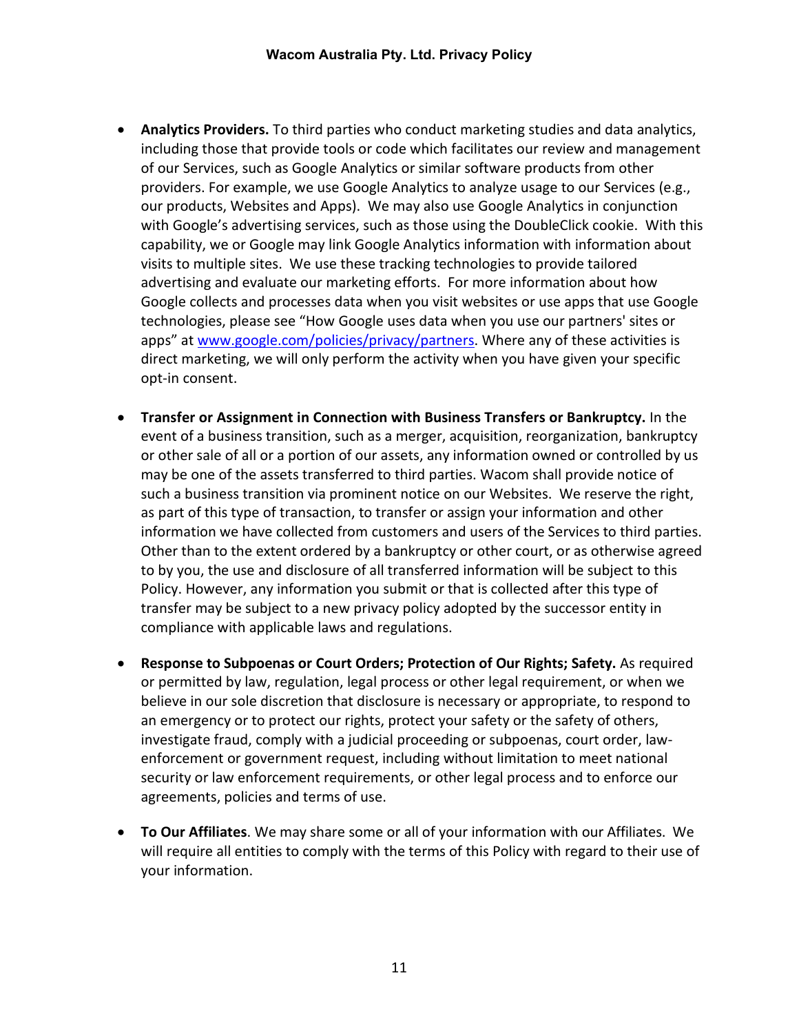- **Analytics Providers.** To third parties who conduct marketing studies and data analytics, including those that provide tools or code which facilitates our review and management of our Services, such as Google Analytics or similar software products from other providers. For example, we use Google Analytics to analyze usage to our Services (e.g., our products, Websites and Apps). We may also use Google Analytics in conjunction with Google's advertising services, such as those using the DoubleClick cookie. With this capability, we or Google may link Google Analytics information with information about visits to multiple sites. We use these tracking technologies to provide tailored advertising and evaluate our marketing efforts. For more information about how Google collects and processes data when you visit websites or use apps that use Google technologies, please see "How Google uses data when you use our partners' sites or apps" at [www.google.com/policies/privacy/partners](www.google.com/policies/privacy/partners). Where any of these activities is direct marketing, we will only perform the activity when you have given your specific opt-in consent.

- **Transfer or Assignment in Connection with Business Transfers or Bankruptcy.** In the event of a business transition, such as a merger, acquisition, reorganization, bankruptcy or other sale of all or a portion of our assets, any information owned or controlled by us may be one of the assets transferred to third parties. Wacom shall provide notice of such a business transition via prominent notice on our Websites. We reserve the right, as part of this type of transaction, to transfer or assign your information and other information we have collected from customers and users of the Services to third parties. Other than to the extent ordered by a bankruptcy or other court, or as otherwise agreed to by you, the use and disclosure of all transferred information will be subject to this Policy. However, any information you submit or that is collected after this type of transfer may be subject to a new privacy policy adopted by the successor entity in compliance with applicable laws and regulations.

- **Response to Subpoenas or Court Orders; Protection of Our Rights; Safety.** As required or permitted by law, regulation, legal process or other legal requirement, or when we believe in our sole discretion that disclosure is necessary or appropriate, to respond to an emergency or to protect our rights, protect your safety or the safety of others, investigate fraud, comply with a judicial proceeding or subpoenas, court order, law-enforcement or government request, including without limitation to meet national security or law enforcement requirements, or other legal process and to enforce our agreements, policies and terms of use.

- **To Our Affiliates**. We may share some or all of your information with our Affiliates. We will require all entities to comply with the terms of this Policy with regard to their use of your information.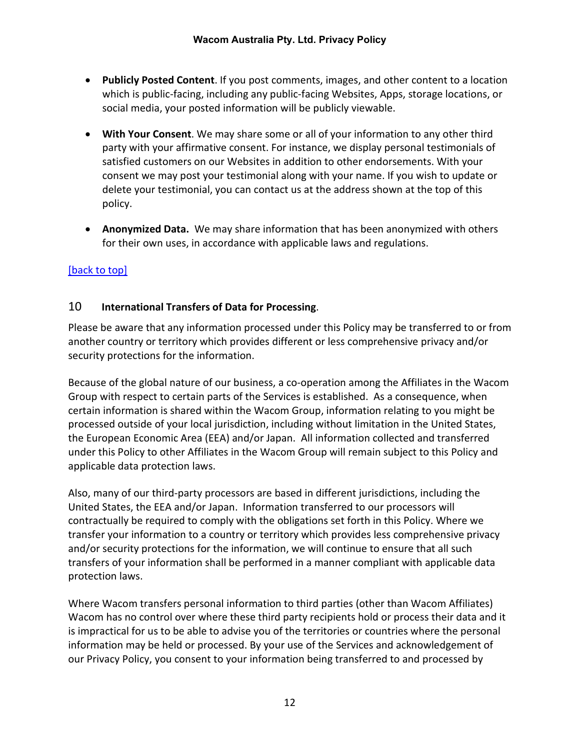- **Publicly Posted Content**. If you post comments, images, and other content to a location which is public-facing, including any public-facing Websites, Apps, storage locations, or social media, your posted information will be publicly viewable.

- **With Your Consent**. We may share some or all of your information to any other third party with your affirmative consent. For instance, we display personal testimonials of satisfied customers on our Websites in addition to other endorsements. With your consent we may post your testimonial along with your name. If you wish to update or delete your testimonial, you can contact us at the address shown at the top of this policy.

- **Anonymized Data.** We may share information that has been anonymized with others for their own uses, in accordance with applicable laws and regulations.

[back to top]

## 10 International Transfers of Data for Processing.

Please be aware that any information processed under this Policy may be transferred to or from another country or territory which provides different or less comprehensive privacy and/or security protections for the information.

Because of the global nature of our business, a co-operation among the Affiliates in the Wacom Group with respect to certain parts of the Services is established. As a consequence, when certain information is shared within the Wacom Group, information relating to you might be processed outside of your local jurisdiction, including without limitation in the United States, the European Economic Area (EEA) and/or Japan. All information collected and transferred under this Policy to other Affiliates in the Wacom Group will remain subject to this Policy and applicable data protection laws.

Also, many of our third-party processors are based in different jurisdictions, including the United States, the EEA and/or Japan. Information transferred to our processors will contractually be required to comply with the obligations set forth in this Policy. Where we transfer your information to a country or territory which provides less comprehensive privacy and/or security protections for the information, we will continue to ensure that all such transfers of your information shall be performed in a manner compliant with applicable data protection laws.

Where Wacom transfers personal information to third parties (other than Wacom Affiliates) Wacom has no control over where these third party recipients hold or process their data and it is impractical for us to be able to advise you of the territories or countries where the personal information may be held or processed. By your use of the Services and acknowledgement of our Privacy Policy, you consent to your information being transferred to and processed by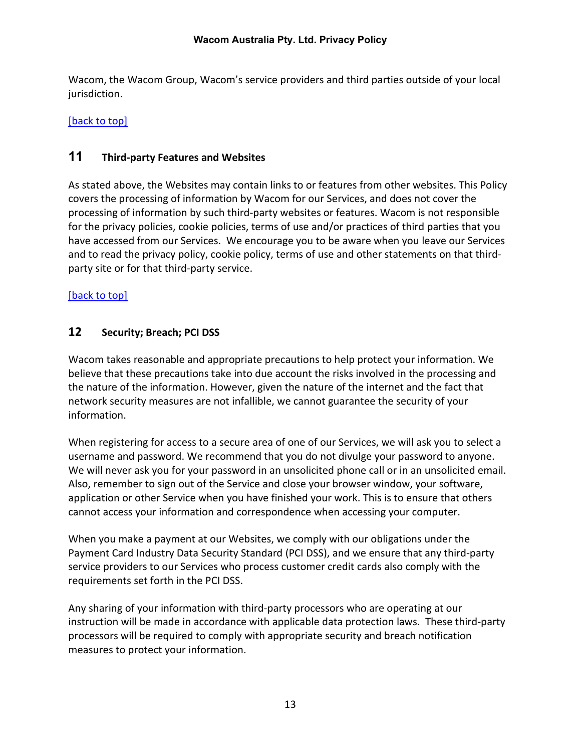Wacom, the Wacom Group, Wacom's service providers and third parties outside of your local jurisdiction.

[back to top]

## 11 Third-party Features and Websites

As stated above, the Websites may contain links to or features from other websites. This Policy covers the processing of information by Wacom for our Services, and does not cover the processing of information by such third-party websites or features. Wacom is not responsible for the privacy policies, cookie policies, terms of use and/or practices of third parties that you have accessed from our Services. We encourage you to be aware when you leave our Services and to read the privacy policy, cookie policy, terms of use and other statements on that third-party site or for that third-party service.

[back to top]

## 12 Security; Breach; PCI DSS

Wacom takes reasonable and appropriate precautions to help protect your information. We believe that these precautions take into due account the risks involved in the processing and the nature of the information. However, given the nature of the internet and the fact that network security measures are not infallible, we cannot guarantee the security of your information.

When registering for access to a secure area of one of our Services, we will ask you to select a username and password. We recommend that you do not divulge your password to anyone. We will never ask you for your password in an unsolicited phone call or in an unsolicited email. Also, remember to sign out of the Service and close your browser window, your software, application or other Service when you have finished your work. This is to ensure that others cannot access your information and correspondence when accessing your computer.

When you make a payment at our Websites, we comply with our obligations under the Payment Card Industry Data Security Standard (PCI DSS), and we ensure that any third-party service providers to our Services who process customer credit cards also comply with the requirements set forth in the PCI DSS.

Any sharing of your information with third-party processors who are operating at our instruction will be made in accordance with applicable data protection laws. These third-party processors will be required to comply with appropriate security and breach notification measures to protect your information.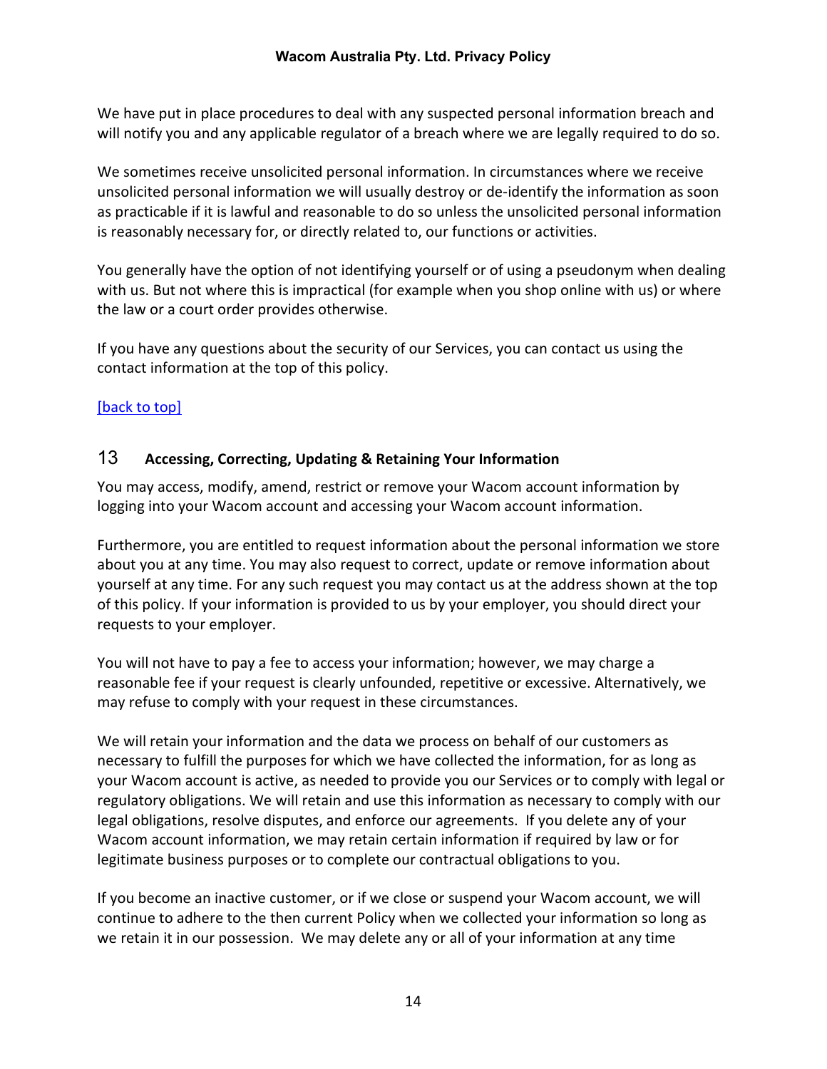We have put in place procedures to deal with any suspected personal information breach and will notify you and any applicable regulator of a breach where we are legally required to do so.

We sometimes receive unsolicited personal information. In circumstances where we receive unsolicited personal information we will usually destroy or de-identify the information as soon as practicable if it is lawful and reasonable to do so unless the unsolicited personal information is reasonably necessary for, or directly related to, our functions or activities.

You generally have the option of not identifying yourself or of using a pseudonym when dealing with us. But not where this is impractical (for example when you shop online with us) or where the law or a court order provides otherwise.

If you have any questions about the security of our Services, you can contact us using the contact information at the top of this policy.

[back to top]

## 13 Accessing, Correcting, Updating & Retaining Your Information

You may access, modify, amend, restrict or remove your Wacom account information by logging into your Wacom account and accessing your Wacom account information.

Furthermore, you are entitled to request information about the personal information we store about you at any time. You may also request to correct, update or remove information about yourself at any time. For any such request you may contact us at the address shown at the top of this policy. If your information is provided to us by your employer, you should direct your requests to your employer.

You will not have to pay a fee to access your information; however, we may charge a reasonable fee if your request is clearly unfounded, repetitive or excessive. Alternatively, we may refuse to comply with your request in these circumstances.

We will retain your information and the data we process on behalf of our customers as necessary to fulfill the purposes for which we have collected the information, for as long as your Wacom account is active, as needed to provide you our Services or to comply with legal or regulatory obligations. We will retain and use this information as necessary to comply with our legal obligations, resolve disputes, and enforce our agreements. If you delete any of your Wacom account information, we may retain certain information if required by law or for legitimate business purposes or to complete our contractual obligations to you.

If you become an inactive customer, or if we close or suspend your Wacom account, we will continue to adhere to the then current Policy when we collected your information so long as we retain it in our possession. We may delete any or all of your information at any time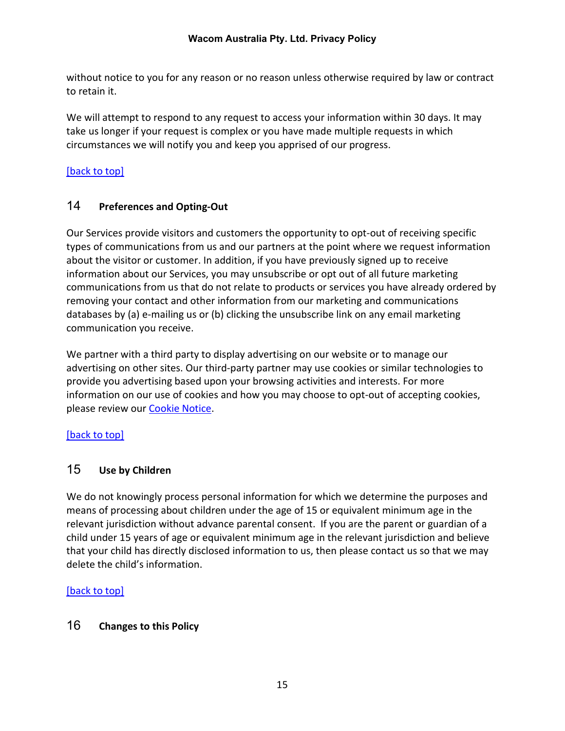without notice to you for any reason or no reason unless otherwise required by law or contract to retain it.

We will attempt to respond to any request to access your information within 30 days. It may take us longer if your request is complex or you have made multiple requests in which circumstances we will notify you and keep you apprised of our progress.

[back to top]

## 14 Preferences and Opting-Out

Our Services provide visitors and customers the opportunity to opt-out of receiving specific types of communications from us and our partners at the point where we request information about the visitor or customer. In addition, if you have previously signed up to receive information about our Services, you may unsubscribe or opt out of all future marketing communications from us that do not relate to products or services you have already ordered by removing your contact and other information from our marketing and communications databases by (a) e-mailing us or (b) clicking the unsubscribe link on any email marketing communication you receive.

We partner with a third party to display advertising on our website or to manage our advertising on other sites. Our third-party partner may use cookies or similar technologies to provide you advertising based upon your browsing activities and interests. For more information on our use of cookies and how you may choose to opt-out of accepting cookies, please review our Cookie Notice.

[back to top]

## 15 Use by Children

We do not knowingly process personal information for which we determine the purposes and means of processing about children under the age of 15 or equivalent minimum age in the relevant jurisdiction without advance parental consent. If you are the parent or guardian of a child under 15 years of age or equivalent minimum age in the relevant jurisdiction and believe that your child has directly disclosed information to us, then please contact us so that we may delete the child's information.

[back to top]

## 16 Changes to this Policy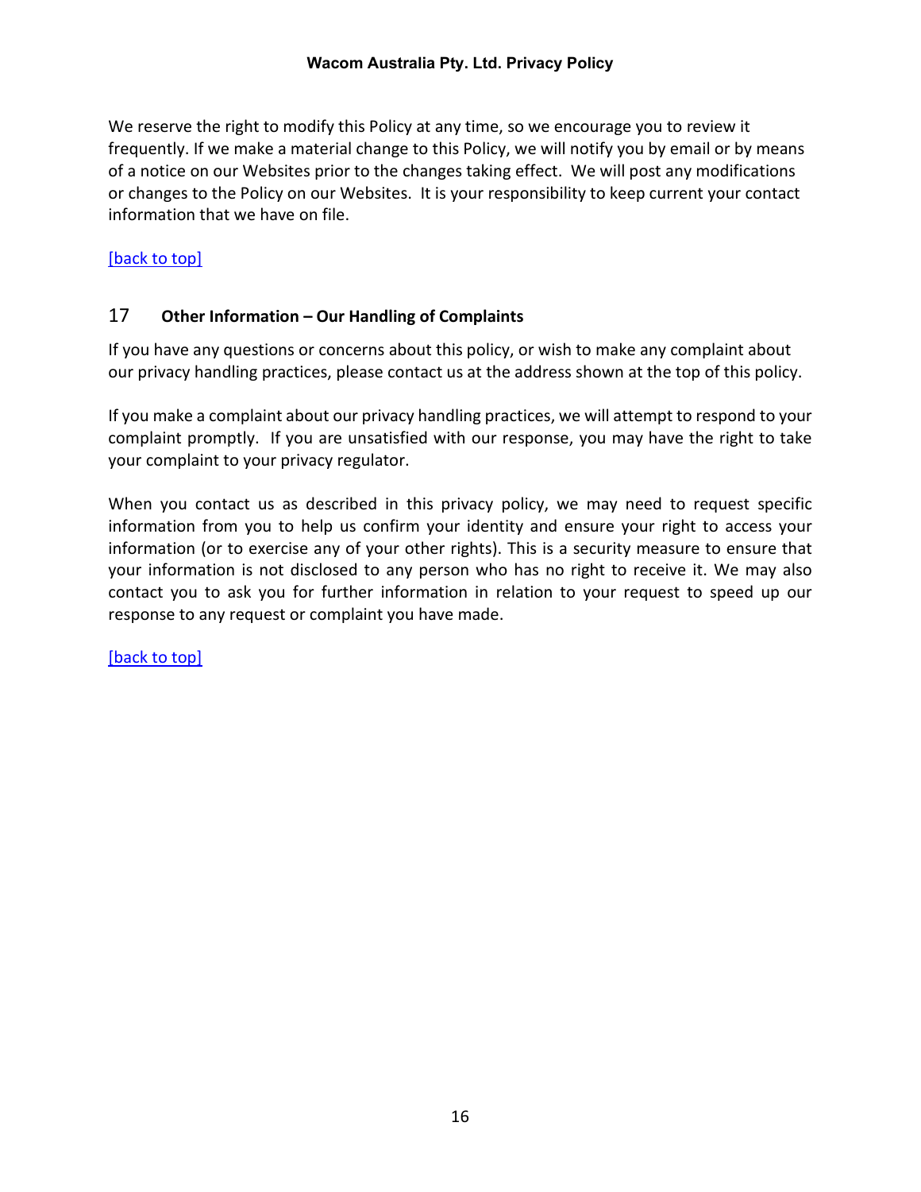We reserve the right to modify this Policy at any time, so we encourage you to review it frequently. If we make a material change to this Policy, we will notify you by email or by means of a notice on our Websites prior to the changes taking effect. We will post any modifications or changes to the Policy on our Websites. It is your responsibility to keep current your contact information that we have on file.

[back to top]

## 17 Other Information – Our Handling of Complaints

If you have any questions or concerns about this policy, or wish to make any complaint about our privacy handling practices, please contact us at the address shown at the top of this policy.

If you make a complaint about our privacy handling practices, we will attempt to respond to your complaint promptly. If you are unsatisfied with our response, you may have the right to take your complaint to your privacy regulator.

When you contact us as described in this privacy policy, we may need to request specific information from you to help us confirm your identity and ensure your right to access your information (or to exercise any of your other rights). This is a security measure to ensure that your information is not disclosed to any person who has no right to receive it. We may also contact you to ask you for further information in relation to your request to speed up our response to any request or complaint you have made.

[back to top]